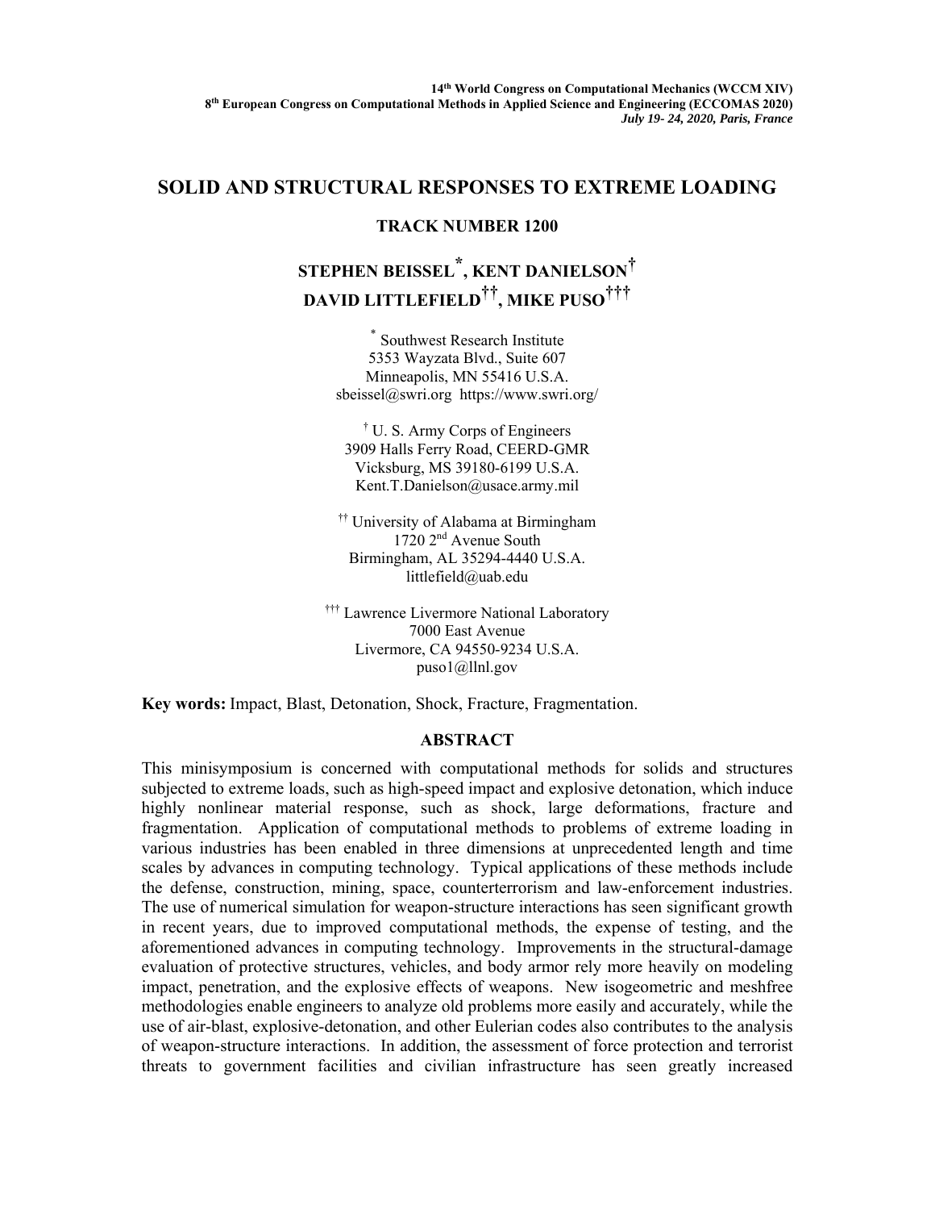**14th World Congress on Computational Mechanics (WCCM XIV)**
**8th European Congress on Computational Methods in Applied Science and Engineering (ECCOMAS 2020)**
***July 19- 24, 2020, Paris, France***

# SOLID AND STRUCTURAL RESPONSES TO EXTREME LOADING

## TRACK NUMBER 1200

**STEPHEN BEISSEL[*], KENT DANIELSON[†]**
**DAVID LITTLEFIELD[††], MIKE PUSO[†††]**

[*] Southwest Research Institute
5353 Wayzata Blvd., Suite 607
Minneapolis, MN 55416 U.S.A.
sbeissel@swri.org https://www.swri.org/

[†] U. S. Army Corps of Engineers
3909 Halls Ferry Road, CEERD-GMR
Vicksburg, MS 39180-6199 U.S.A.
Kent.T.Danielson@usace.army.mil

[††] University of Alabama at Birmingham
1720 2nd Avenue South
Birmingham, AL 35294-4440 U.S.A.
littlefield@uab.edu

[†††] Lawrence Livermore National Laboratory
7000 East Avenue
Livermore, CA 94550-9234 U.S.A.
puso1@llnl.gov

**Key words:** Impact, Blast, Detonation, Shock, Fracture, Fragmentation.

## ABSTRACT

This minisymposium is concerned with computational methods for solids and structures subjected to extreme loads, such as high-speed impact and explosive detonation, which induce highly nonlinear material response, such as shock, large deformations, fracture and fragmentation. Application of computational methods to problems of extreme loading in various industries has been enabled in three dimensions at unprecedented length and time scales by advances in computing technology. Typical applications of these methods include the defense, construction, mining, space, counterterrorism and law-enforcement industries. The use of numerical simulation for weapon-structure interactions has seen significant growth in recent years, due to improved computational methods, the expense of testing, and the aforementioned advances in computing technology. Improvements in the structural-damage evaluation of protective structures, vehicles, and body armor rely more heavily on modeling impact, penetration, and the explosive effects of weapons. New isogeometric and meshfree methodologies enable engineers to analyze old problems more easily and accurately, while the use of air-blast, explosive-detonation, and other Eulerian codes also contributes to the analysis of weapon-structure interactions. In addition, the assessment of force protection and terrorist threats to government facilities and civilian infrastructure has seen greatly increased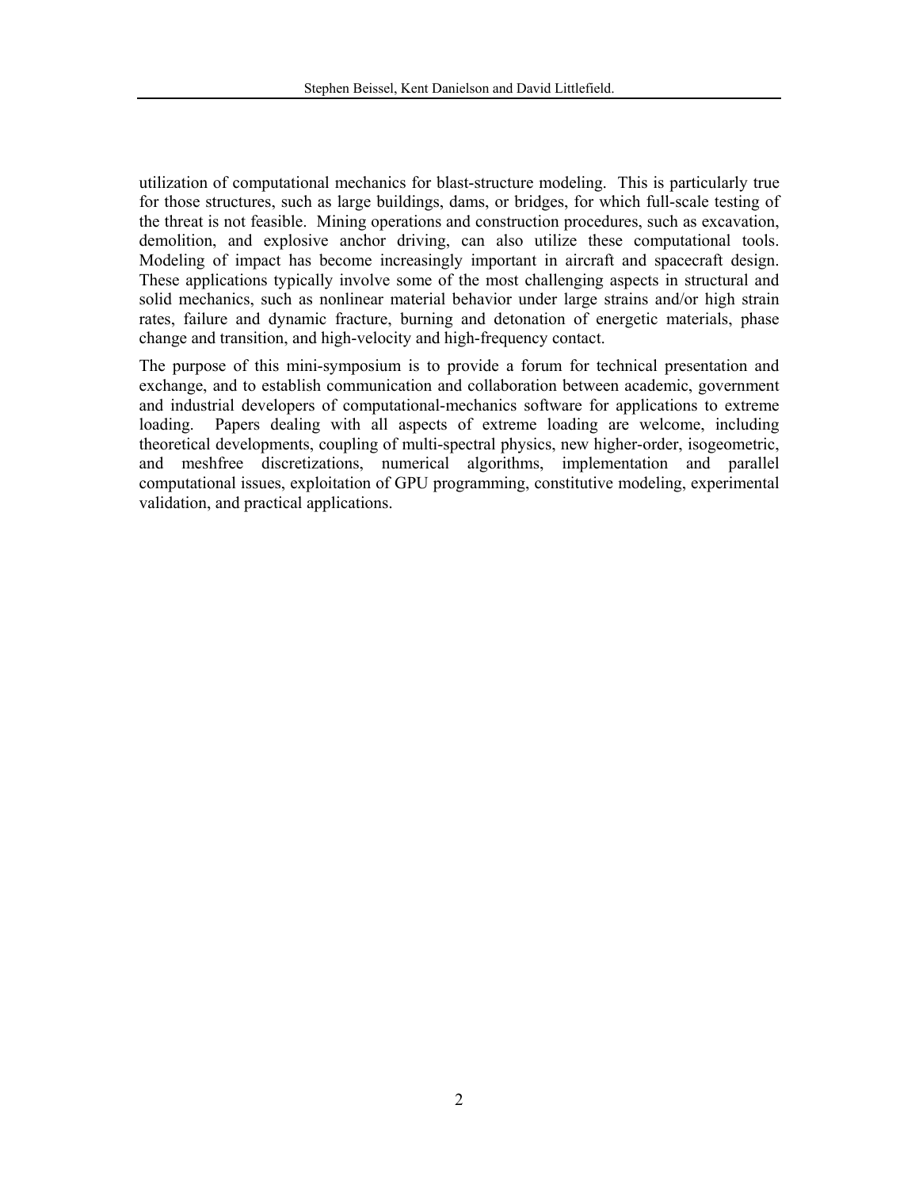utilization of computational mechanics for blast-structure modeling. This is particularly true for those structures, such as large buildings, dams, or bridges, for which full-scale testing of the threat is not feasible. Mining operations and construction procedures, such as excavation, demolition, and explosive anchor driving, can also utilize these computational tools. Modeling of impact has become increasingly important in aircraft and spacecraft design. These applications typically involve some of the most challenging aspects in structural and solid mechanics, such as nonlinear material behavior under large strains and/or high strain rates, failure and dynamic fracture, burning and detonation of energetic materials, phase change and transition, and high-velocity and high-frequency contact.

The purpose of this mini-symposium is to provide a forum for technical presentation and exchange, and to establish communication and collaboration between academic, government and industrial developers of computational-mechanics software for applications to extreme loading. Papers dealing with all aspects of extreme loading are welcome, including theoretical developments, coupling of multi-spectral physics, new higher-order, isogeometric, and meshfree discretizations, numerical algorithms, implementation and parallel computational issues, exploitation of GPU programming, constitutive modeling, experimental validation, and practical applications.